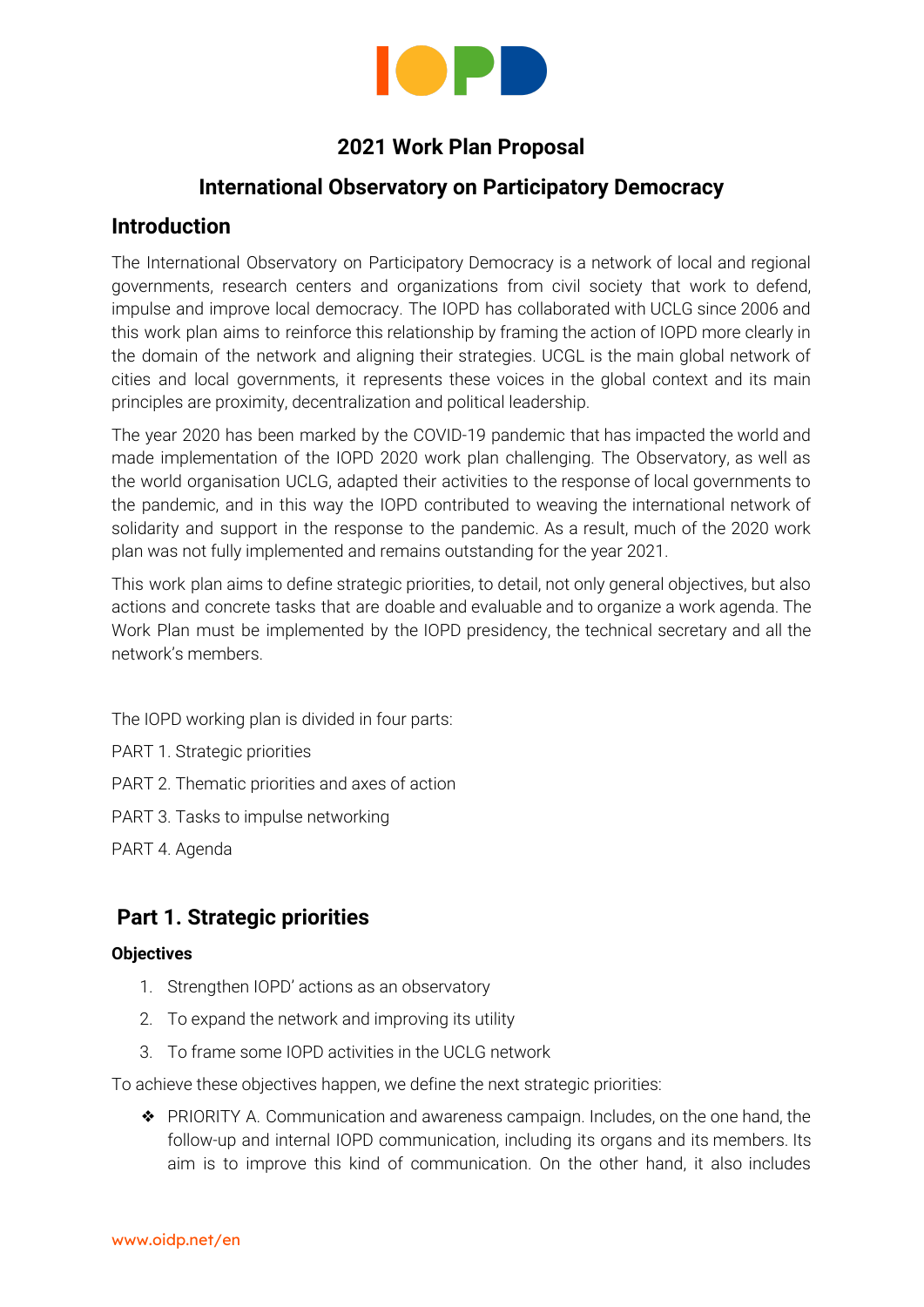# 2021 Work Plan Proposal

## International Observatory on Participatory Democracy

## Introduction

The International Observatory on Participatory Democracy is a network of local and regional governments, research centers and organizations from civil society that work to defend, impulse and improve local democracy. The IOPD has collaborated with UCLG since 2006 and this work plan aims to reinforce this relationship by framing the action of IOPD more clearly in the domain of the network and aligning their strategies. UCGL is the main global network of cities and local governments, it represents these voices in the global context and its main principles are proximity, decentralization and political leadership.

The year 2020 has been marked by the COVID-19 pandemic that has impacted the world and made implementation of the IOPD 2020 work plan challenging. The Observatory, as well as the world organisation UCLG, adapted their activities to the response of local governments to the pandemic, and in this way the IOPD contributed to weaving the international network of solidarity and support in the response to the pandemic. As a result, much of the 2020 work plan was not fully implemented and remains outstanding for the year 2021.

This work plan aims to define strategic priorities, to detail, not only general objectives, but also actions and concrete tasks that are doable and evaluable and to organize a work agenda. The Work Plan must be implemented by the IOPD presidency, the technical secretary and all the network's members.

The IOPD working plan is divided in four parts:

PART 1. Strategic priorities

PART 2. Thematic priorities and axes of action

PART 3. Tasks to impulse networking

PART 4. Agenda

## Part 1. Strategic priorities

**Objectives**

1. Strengthen IOPD' actions as an observatory
2. To expand the network and improving its utility
3. To frame some IOPD activities in the UCLG network

To achieve these objectives happen, we define the next strategic priorities:

- ❖ PRIORITY A. Communication and awareness campaign. Includes, on the one hand, the follow-up and internal IOPD communication, including its organs and its members. Its aim is to improve this kind of communication. On the other hand, it also includes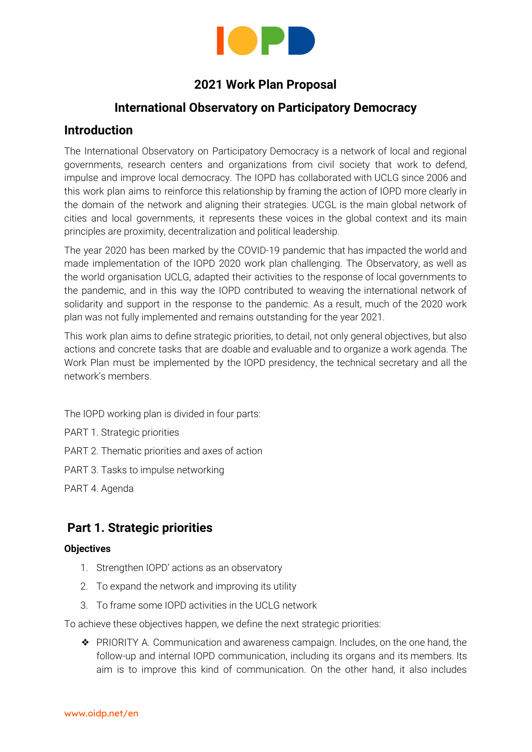## 2021 Work Plan Proposal

## International Observatory on Participatory Democracy

## Introduction

The International Observatory on Participatory Democracy is a network of local and regional governments, research centers and organizations from civil society that work to defend, impulse and improve local democracy. The IOPD has collaborated with UCLG since 2006 and this work plan aims to reinforce this relationship by framing the action of IOPD more clearly in the domain of the network and aligning their strategies. UCGL is the main global network of cities and local governments, it represents these voices in the global context and its main principles are proximity, decentralization and political leadership.

The year 2020 has been marked by the COVID-19 pandemic that has impacted the world and made implementation of the IOPD 2020 work plan challenging. The Observatory, as well as the world organisation UCLG, adapted their activities to the response of local governments to the pandemic, and in this way the IOPD contributed to weaving the international network of solidarity and support in the response to the pandemic. As a result, much of the 2020 work plan was not fully implemented and remains outstanding for the year 2021.

This work plan aims to define strategic priorities, to detail, not only general objectives, but also actions and concrete tasks that are doable and evaluable and to organize a work agenda. The Work Plan must be implemented by the IOPD presidency, the technical secretary and all the network's members.

The IOPD working plan is divided in four parts:

PART 1. Strategic priorities

PART 2. Thematic priorities and axes of action

PART 3. Tasks to impulse networking

PART 4. Agenda

## Part 1. Strategic priorities

**Objectives**

1. Strengthen IOPD' actions as an observatory
2. To expand the network and improving its utility
3. To frame some IOPD activities in the UCLG network

To achieve these objectives happen, we define the next strategic priorities:

- ❖ PRIORITY A. Communication and awareness campaign. Includes, on the one hand, the follow-up and internal IOPD communication, including its organs and its members. Its aim is to improve this kind of communication. On the other hand, it also includes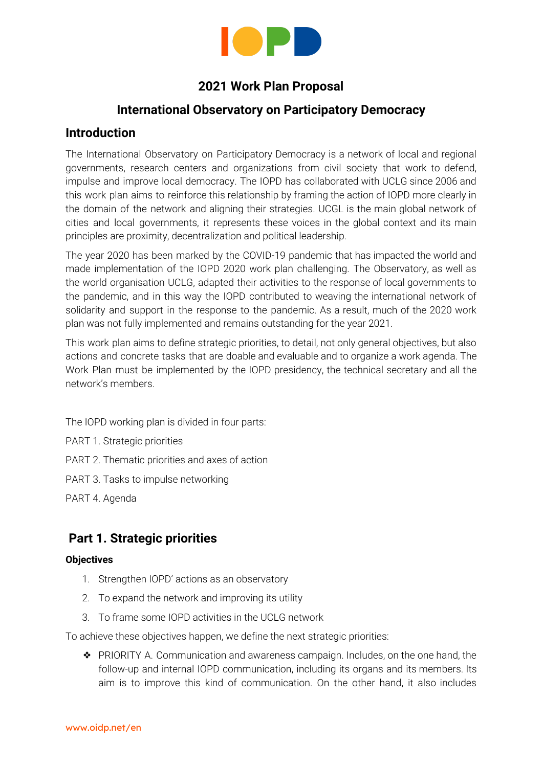# 2021 Work Plan Proposal

## International Observatory on Participatory Democracy

## Introduction

The International Observatory on Participatory Democracy is a network of local and regional governments, research centers and organizations from civil society that work to defend, impulse and improve local democracy. The IOPD has collaborated with UCLG since 2006 and this work plan aims to reinforce this relationship by framing the action of IOPD more clearly in the domain of the network and aligning their strategies. UCGL is the main global network of cities and local governments, it represents these voices in the global context and its main principles are proximity, decentralization and political leadership.

The year 2020 has been marked by the COVID-19 pandemic that has impacted the world and made implementation of the IOPD 2020 work plan challenging. The Observatory, as well as the world organisation UCLG, adapted their activities to the response of local governments to the pandemic, and in this way the IOPD contributed to weaving the international network of solidarity and support in the response to the pandemic. As a result, much of the 2020 work plan was not fully implemented and remains outstanding for the year 2021.

This work plan aims to define strategic priorities, to detail, not only general objectives, but also actions and concrete tasks that are doable and evaluable and to organize a work agenda. The Work Plan must be implemented by the IOPD presidency, the technical secretary and all the network's members.

The IOPD working plan is divided in four parts:

PART 1. Strategic priorities

PART 2. Thematic priorities and axes of action

PART 3. Tasks to impulse networking

PART 4. Agenda

## Part 1. Strategic priorities

**Objectives**

1. Strengthen IOPD' actions as an observatory
2. To expand the network and improving its utility
3. To frame some IOPD activities in the UCLG network

To achieve these objectives happen, we define the next strategic priorities:

- ❖ PRIORITY A. Communication and awareness campaign. Includes, on the one hand, the follow-up and internal IOPD communication, including its organs and its members. Its aim is to improve this kind of communication. On the other hand, it also includes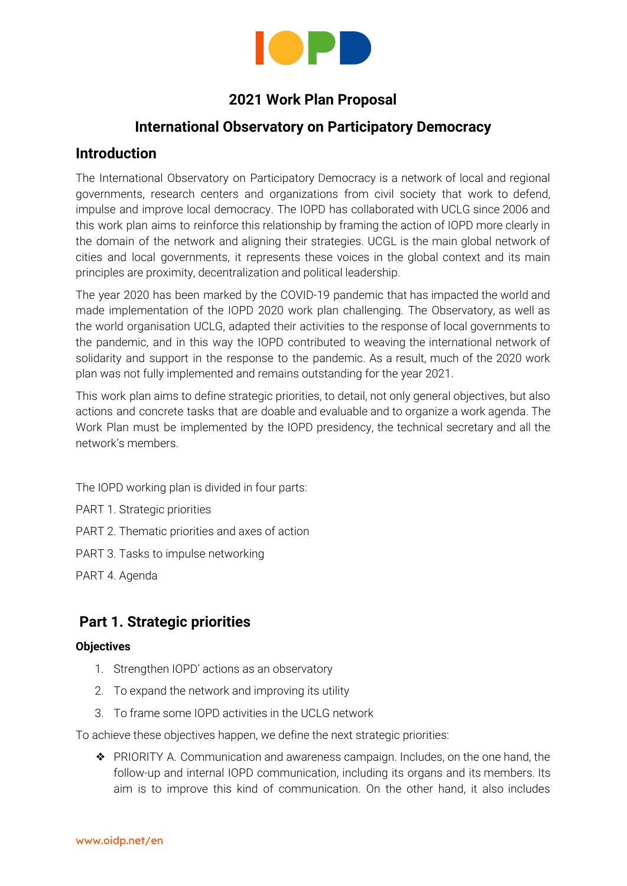# 2021 Work Plan Proposal

## International Observatory on Participatory Democracy

## Introduction

The International Observatory on Participatory Democracy is a network of local and regional governments, research centers and organizations from civil society that work to defend, impulse and improve local democracy. The IOPD has collaborated with UCLG since 2006 and this work plan aims to reinforce this relationship by framing the action of IOPD more clearly in the domain of the network and aligning their strategies. UCGL is the main global network of cities and local governments, it represents these voices in the global context and its main principles are proximity, decentralization and political leadership.

The year 2020 has been marked by the COVID-19 pandemic that has impacted the world and made implementation of the IOPD 2020 work plan challenging. The Observatory, as well as the world organisation UCLG, adapted their activities to the response of local governments to the pandemic, and in this way the IOPD contributed to weaving the international network of solidarity and support in the response to the pandemic. As a result, much of the 2020 work plan was not fully implemented and remains outstanding for the year 2021.

This work plan aims to define strategic priorities, to detail, not only general objectives, but also actions and concrete tasks that are doable and evaluable and to organize a work agenda. The Work Plan must be implemented by the IOPD presidency, the technical secretary and all the network's members.

The IOPD working plan is divided in four parts:

PART 1. Strategic priorities

PART 2. Thematic priorities and axes of action

PART 3. Tasks to impulse networking

PART 4. Agenda

## Part 1. Strategic priorities

**Objectives**

1. Strengthen IOPD' actions as an observatory
2. To expand the network and improving its utility
3. To frame some IOPD activities in the UCLG network

To achieve these objectives happen, we define the next strategic priorities:

- PRIORITY A. Communication and awareness campaign. Includes, on the one hand, the follow-up and internal IOPD communication, including its organs and its members. Its aim is to improve this kind of communication. On the other hand, it also includes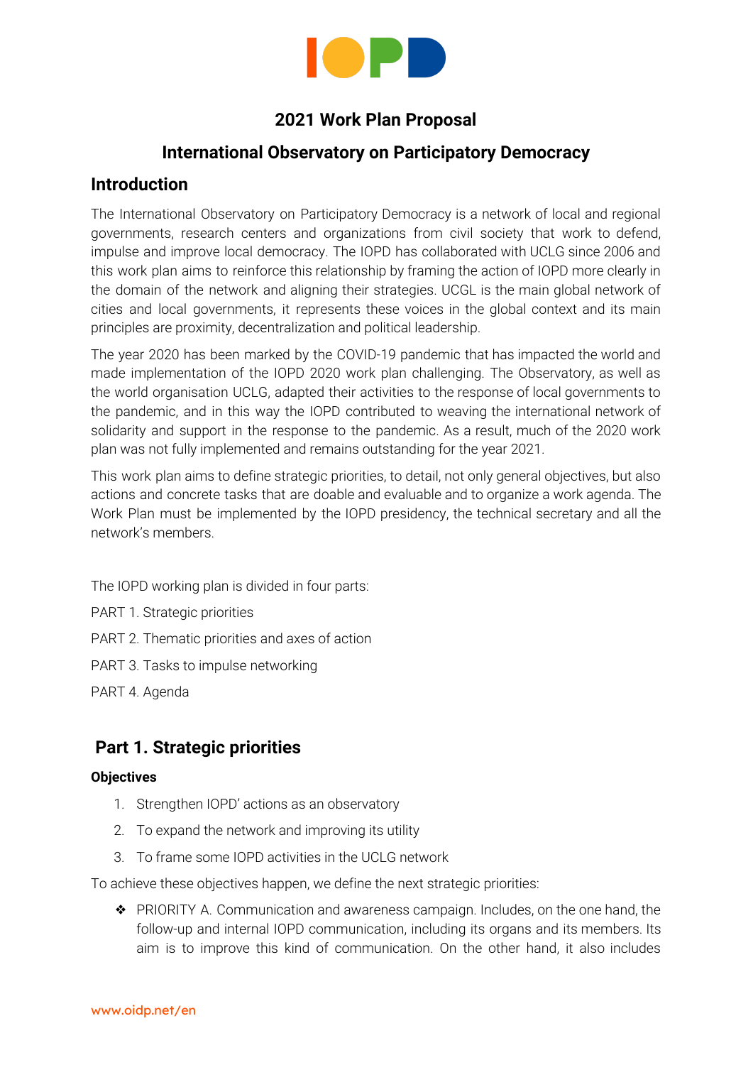# 2021 Work Plan Proposal

## International Observatory on Participatory Democracy

## Introduction

The International Observatory on Participatory Democracy is a network of local and regional governments, research centers and organizations from civil society that work to defend, impulse and improve local democracy. The IOPD has collaborated with UCLG since 2006 and this work plan aims to reinforce this relationship by framing the action of IOPD more clearly in the domain of the network and aligning their strategies. UCGL is the main global network of cities and local governments, it represents these voices in the global context and its main principles are proximity, decentralization and political leadership.

The year 2020 has been marked by the COVID-19 pandemic that has impacted the world and made implementation of the IOPD 2020 work plan challenging. The Observatory, as well as the world organisation UCLG, adapted their activities to the response of local governments to the pandemic, and in this way the IOPD contributed to weaving the international network of solidarity and support in the response to the pandemic. As a result, much of the 2020 work plan was not fully implemented and remains outstanding for the year 2021.

This work plan aims to define strategic priorities, to detail, not only general objectives, but also actions and concrete tasks that are doable and evaluable and to organize a work agenda. The Work Plan must be implemented by the IOPD presidency, the technical secretary and all the network's members.

The IOPD working plan is divided in four parts:

PART 1. Strategic priorities

PART 2. Thematic priorities and axes of action

PART 3. Tasks to impulse networking

PART 4. Agenda

## Part 1. Strategic priorities

### Objectives

1. Strengthen IOPD' actions as an observatory
2. To expand the network and improving its utility
3. To frame some IOPD activities in the UCLG network

To achieve these objectives happen, we define the next strategic priorities:

- ❖ PRIORITY A. Communication and awareness campaign. Includes, on the one hand, the follow-up and internal IOPD communication, including its organs and its members. Its aim is to improve this kind of communication. On the other hand, it also includes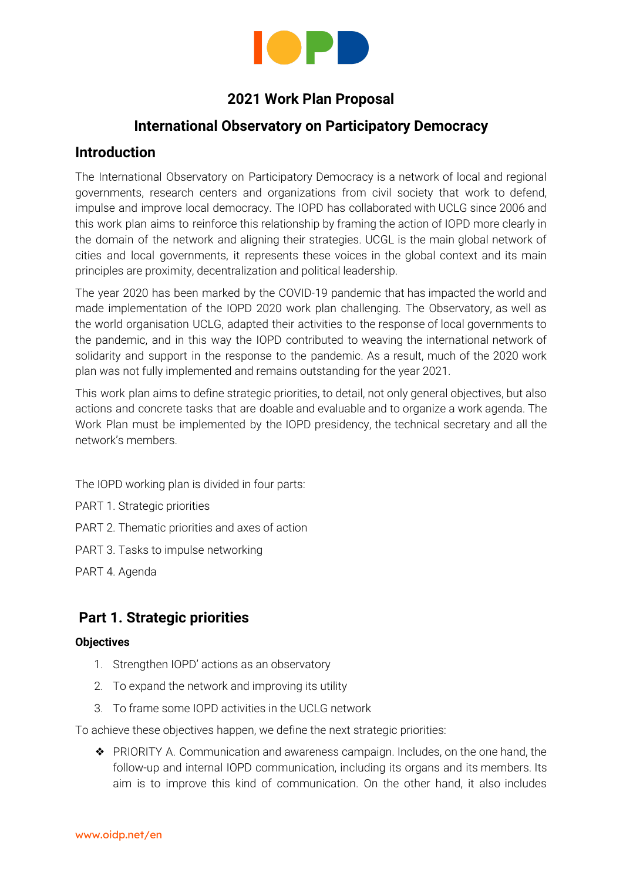# 2021 Work Plan Proposal

## International Observatory on Participatory Democracy

## Introduction

The International Observatory on Participatory Democracy is a network of local and regional governments, research centers and organizations from civil society that work to defend, impulse and improve local democracy. The IOPD has collaborated with UCLG since 2006 and this work plan aims to reinforce this relationship by framing the action of IOPD more clearly in the domain of the network and aligning their strategies. UCGL is the main global network of cities and local governments, it represents these voices in the global context and its main principles are proximity, decentralization and political leadership.

The year 2020 has been marked by the COVID-19 pandemic that has impacted the world and made implementation of the IOPD 2020 work plan challenging. The Observatory, as well as the world organisation UCLG, adapted their activities to the response of local governments to the pandemic, and in this way the IOPD contributed to weaving the international network of solidarity and support in the response to the pandemic. As a result, much of the 2020 work plan was not fully implemented and remains outstanding for the year 2021.

This work plan aims to define strategic priorities, to detail, not only general objectives, but also actions and concrete tasks that are doable and evaluable and to organize a work agenda. The Work Plan must be implemented by the IOPD presidency, the technical secretary and all the network's members.

The IOPD working plan is divided in four parts:

PART 1. Strategic priorities

PART 2. Thematic priorities and axes of action

PART 3. Tasks to impulse networking

PART 4. Agenda

## Part 1. Strategic priorities

**Objectives**

1. Strengthen IOPD' actions as an observatory
2. To expand the network and improving its utility
3. To frame some IOPD activities in the UCLG network

To achieve these objectives happen, we define the next strategic priorities:

❖ PRIORITY A. Communication and awareness campaign. Includes, on the one hand, the follow-up and internal IOPD communication, including its organs and its members. Its aim is to improve this kind of communication. On the other hand, it also includes